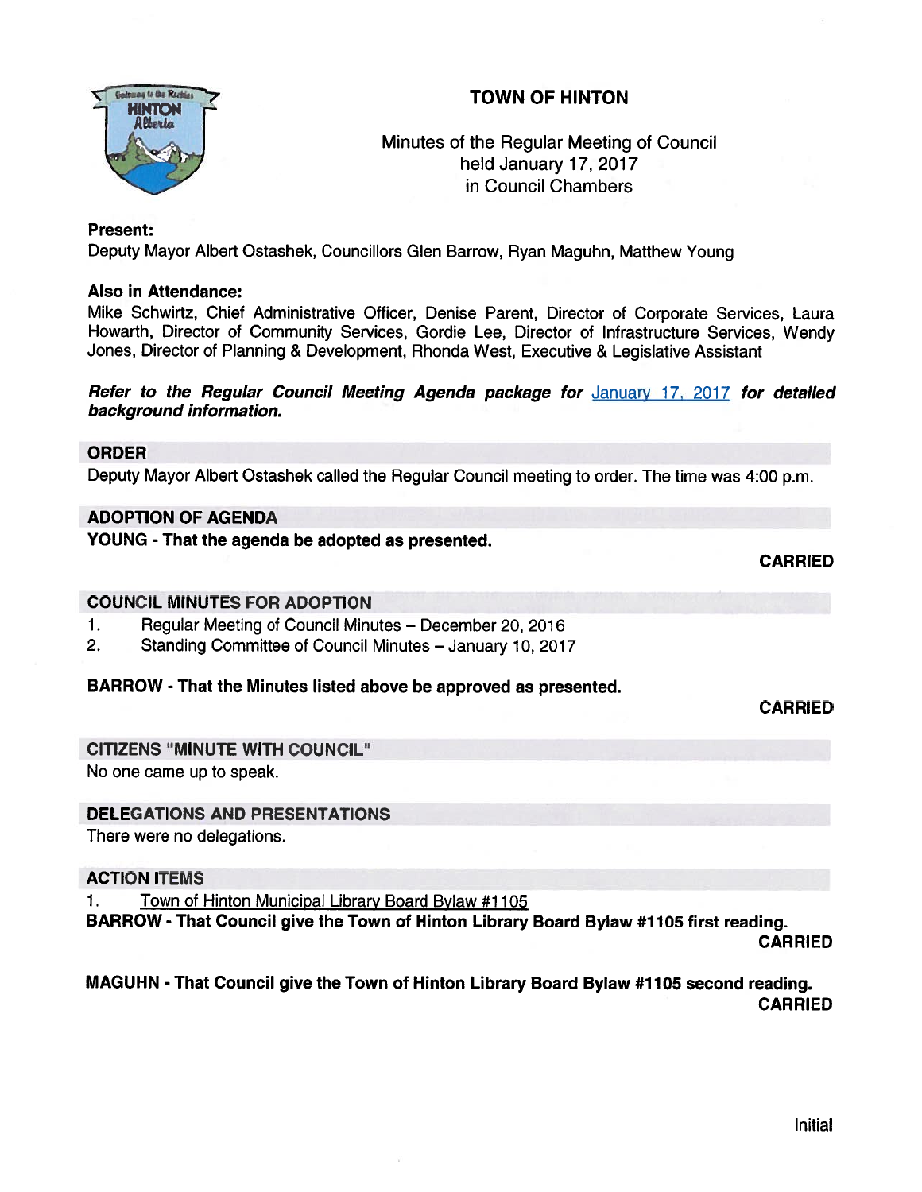# TOWN OF HINTON

Minutes of the Regular Meeting of Council
held January 17, 2017
in Council Chambers

**Present:**
Deputy Mayor Albert Ostashek, Councillors Glen Barrow, Ryan Maguhn, Matthew Young

**Also in Attendance:**
Mike Schwirtz, Chief Administrative Officer, Denise Parent, Director of Corporate Services, Laura Howarth, Director of Community Services, Gordie Lee, Director of Infrastructure Services, Wendy Jones, Director of Planning & Development, Rhonda West, Executive & Legislative Assistant

***Refer to the Regular Council Meeting Agenda package for* January 17, 2017 *for detailed background information.***

## ORDER

Deputy Mayor Albert Ostashek called the Regular Council meeting to order. The time was 4:00 p.m.

## ADOPTION OF AGENDA

**YOUNG - That the agenda be adopted as presented.**

**CARRIED**

## COUNCIL MINUTES FOR ADOPTION

1. Regular Meeting of Council Minutes – December 20, 2016
2. Standing Committee of Council Minutes – January 10, 2017

**BARROW - That the Minutes listed above be approved as presented.**

**CARRIED**

## CITIZENS "MINUTE WITH COUNCIL"

No one came up to speak.

## DELEGATIONS AND PRESENTATIONS

There were no delegations.

## ACTION ITEMS

1. Town of Hinton Municipal Library Board Bylaw #1105

**BARROW - That Council give the Town of Hinton Library Board Bylaw #1105 first reading.**

**CARRIED**

**MAGUHN - That Council give the Town of Hinton Library Board Bylaw #1105 second reading.**

**CARRIED**

Initial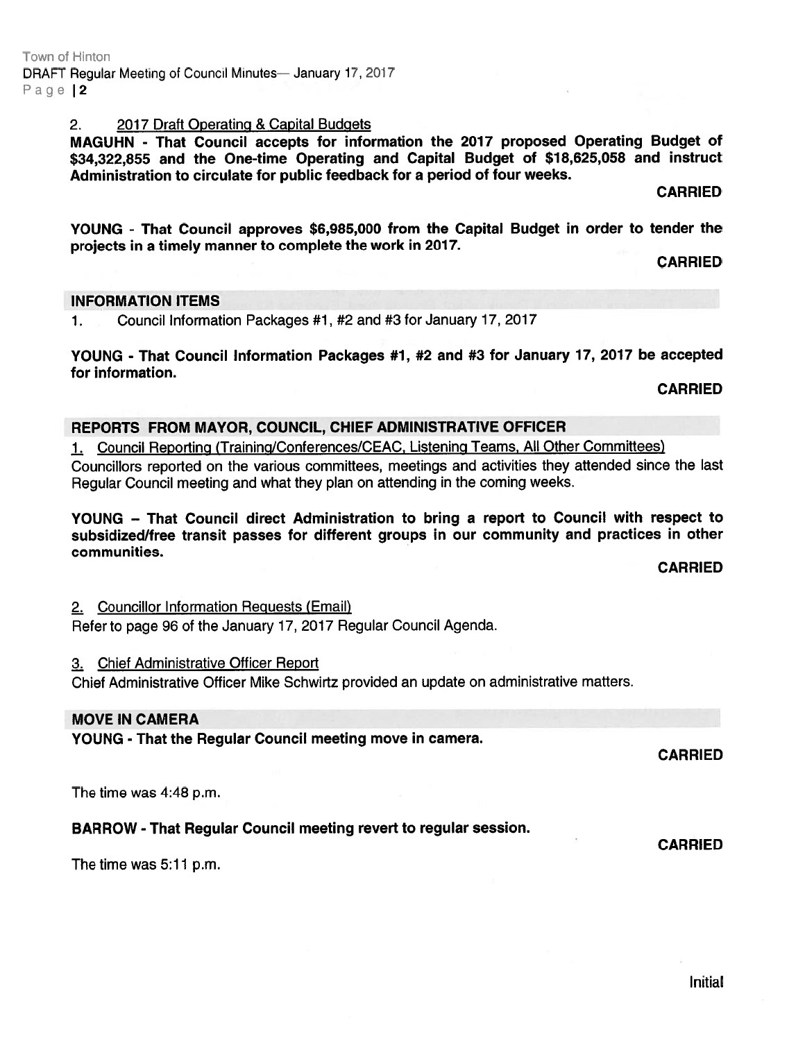2. <u>2017 Draft Operating & Capital Budgets</u>

**MAGUHN - That Council accepts for information the 2017 proposed Operating Budget of $34,322,855 and the One-time Operating and Capital Budget of $18,625,058 and instruct Administration to circulate for public feedback for a period of four weeks.**

**CARRIED**

**YOUNG - That Council approves $6,985,000 from the Capital Budget in order to tender the projects in a timely manner to complete the work in 2017.**

**CARRIED**

## INFORMATION ITEMS

1. Council Information Packages #1, #2 and #3 for January 17, 2017

**YOUNG - That Council Information Packages #1, #2 and #3 for January 17, 2017 be accepted for information.**

**CARRIED**

## REPORTS FROM MAYOR, COUNCIL, CHIEF ADMINISTRATIVE OFFICER

1. <u>Council Reporting (Training/Conferences/CEAC, Listening Teams, All Other Committees)</u>

Councillors reported on the various committees, meetings and activities they attended since the last Regular Council meeting and what they plan on attending in the coming weeks.

**YOUNG – That Council direct Administration to bring a report to Council with respect to subsidized/free transit passes for different groups in our community and practices in other communities.**

**CARRIED**

2. <u>Councillor Information Requests (Email)</u>

Refer to page 96 of the January 17, 2017 Regular Council Agenda.

3. <u>Chief Administrative Officer Report</u>

Chief Administrative Officer Mike Schwirtz provided an update on administrative matters.

## MOVE IN CAMERA

**YOUNG - That the Regular Council meeting move in camera.**

**CARRIED**

The time was 4:48 p.m.

**BARROW - That Regular Council meeting revert to regular session.**

**CARRIED**

The time was 5:11 p.m.

Initial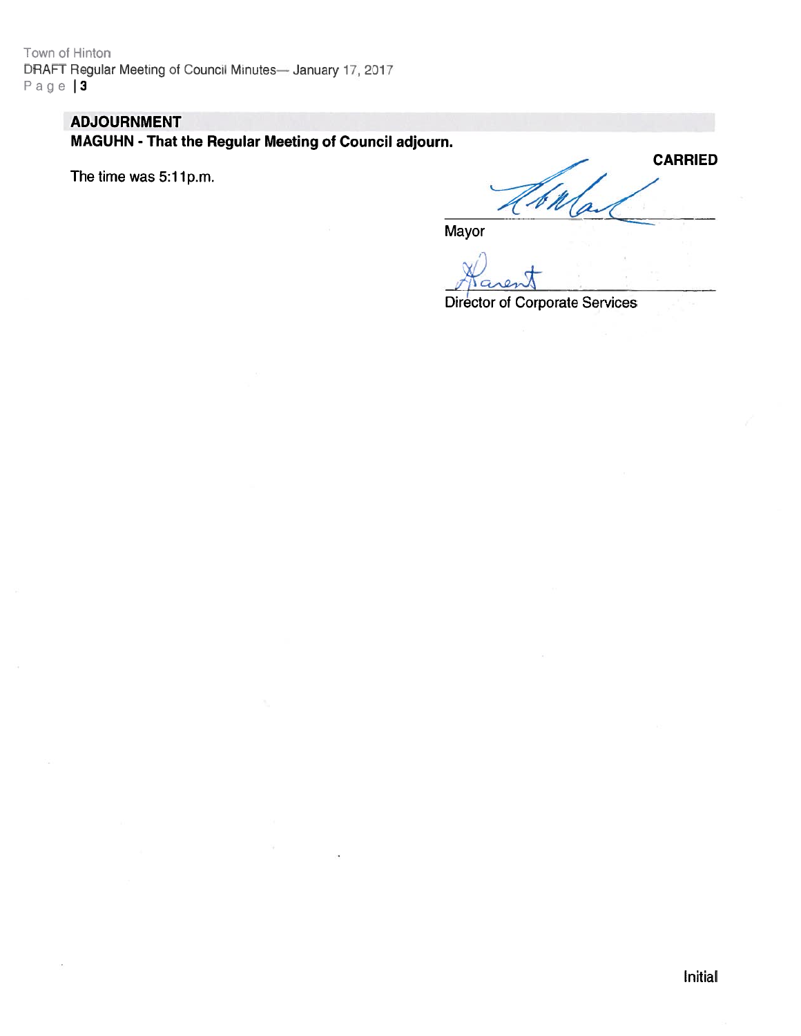## ADJOURNMENT

**MAGUHN - That the Regular Meeting of Council adjourn.**

**CARRIED**

The time was 5:11p.m.

Mayor

Director of Corporate Services

Initial